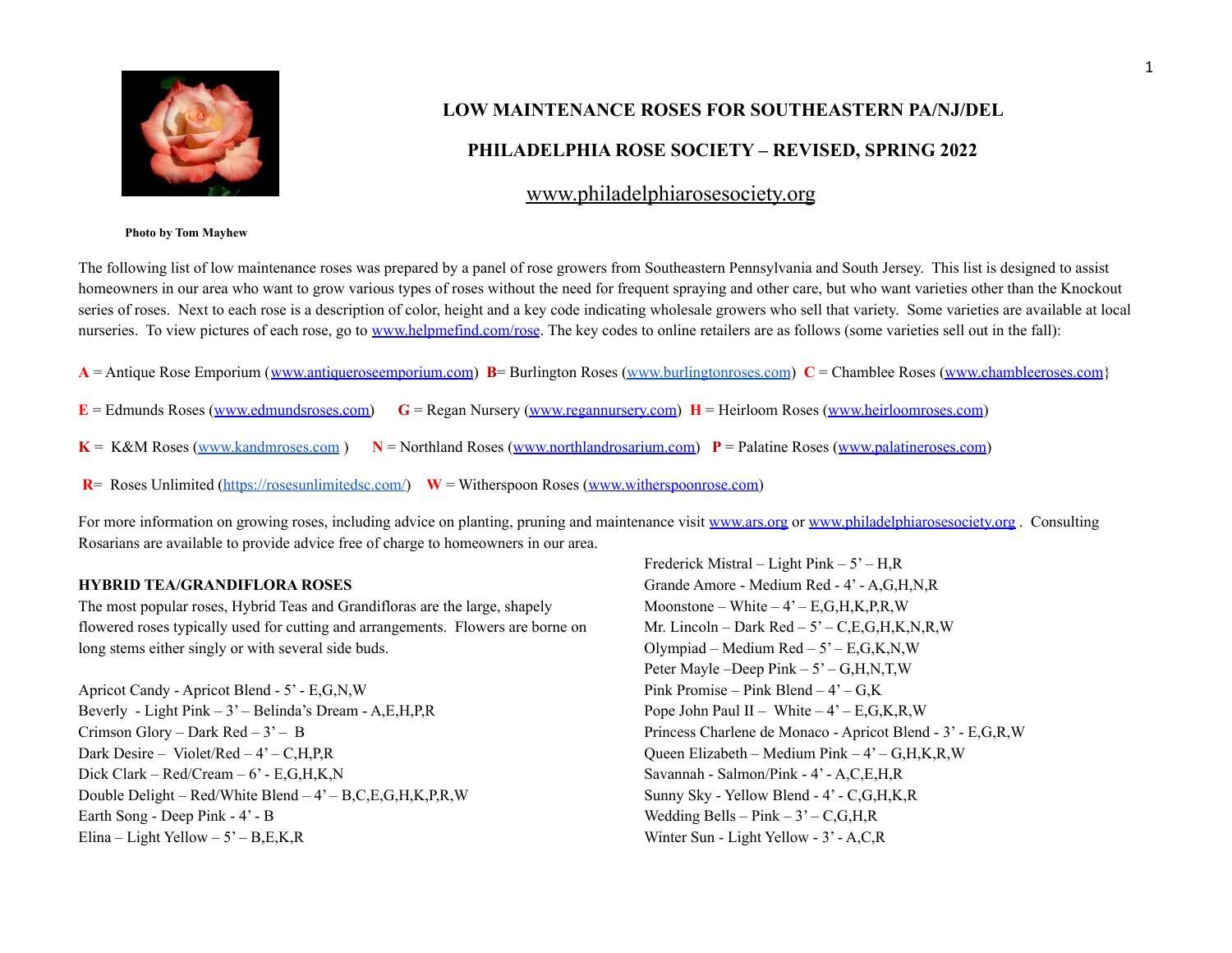# LOW MAINTENANCE ROSES FOR SOUTHEASTERN PA/NJ/DEL

## PHILADELPHIA ROSE SOCIETY – REVISED, SPRING 2022

www.philadelphiarosesociety.org

**Photo by Tom Mayhew**

The following list of low maintenance roses was prepared by a panel of rose growers from Southeastern Pennsylvania and South Jersey. This list is designed to assist homeowners in our area who want to grow various types of roses without the need for frequent spraying and other care, but who want varieties other than the Knockout series of roses. Next to each rose is a description of color, height and a key code indicating wholesale growers who sell that variety. Some varieties are available at local nurseries. To view pictures of each rose, go to www.helpmefind.com/rose. The key codes to online retailers are as follows (some varieties sell out in the fall):

**A** = Antique Rose Emporium (www.antiqueroseemporium.com) **B**= Burlington Roses (www.burlingtonroses.com) **C** = Chamblee Roses (www.chambleeroses.com}

**E** = Edmunds Roses (www.edmundsroses.com) **G** = Regan Nursery (www.regannursery.com) **H** = Heirloom Roses (www.heirloomroses.com)

**K** = K&M Roses (www.kandmroses.com ) **N** = Northland Roses (www.northlandrosarium.com) **P** = Palatine Roses (www.palatineroses.com)

**R**= Roses Unlimited (https://rosesunlimitedsc.com/) **W** = Witherspoon Roses (www.witherspoonrose.com)

For more information on growing roses, including advice on planting, pruning and maintenance visit www.ars.org or www.philadelphiarosesociety.org . Consulting Rosarians are available to provide advice free of charge to homeowners in our area.

**HYBRID TEA/GRANDIFLORA ROSES**

The most popular roses, Hybrid Teas and Grandifloras are the large, shapely flowered roses typically used for cutting and arrangements. Flowers are borne on long stems either singly or with several side buds.

Apricot Candy - Apricot Blend - 5' - E,G,N,W
Beverly - Light Pink – 3' – Belinda's Dream - A,E,H,P,R
Crimson Glory – Dark Red – 3' – B
Dark Desire – Violet/Red – 4' – C,H,P,R
Dick Clark – Red/Cream – 6' - E,G,H,K,N
Double Delight – Red/White Blend – 4' – B,C,E,G,H,K,P,R,W
Earth Song - Deep Pink - 4' - B
Elina – Light Yellow – 5' – B,E,K,R
Frederick Mistral – Light Pink – 5' – H,R
Grande Amore - Medium Red - 4' - A,G,H,N,R
Moonstone – White – 4' – E,G,H,K,P,R,W
Mr. Lincoln – Dark Red – 5' – C,E,G,H,K,N,R,W
Olympiad – Medium Red – 5' – E,G,K,N,W
Peter Mayle –Deep Pink – 5' – G,H,N,T,W
Pink Promise – Pink Blend – 4' – G,K
Pope John Paul II – White – 4' – E,G,K,R,W
Princess Charlene de Monaco - Apricot Blend - 3' - E,G,R,W
Queen Elizabeth – Medium Pink – 4' – G,H,K,R,W
Savannah - Salmon/Pink - 4' - A,C,E,H,R
Sunny Sky - Yellow Blend - 4' - C,G,H,K,R
Wedding Bells – Pink – 3' – C,G,H,R
Winter Sun - Light Yellow - 3' - A,C,R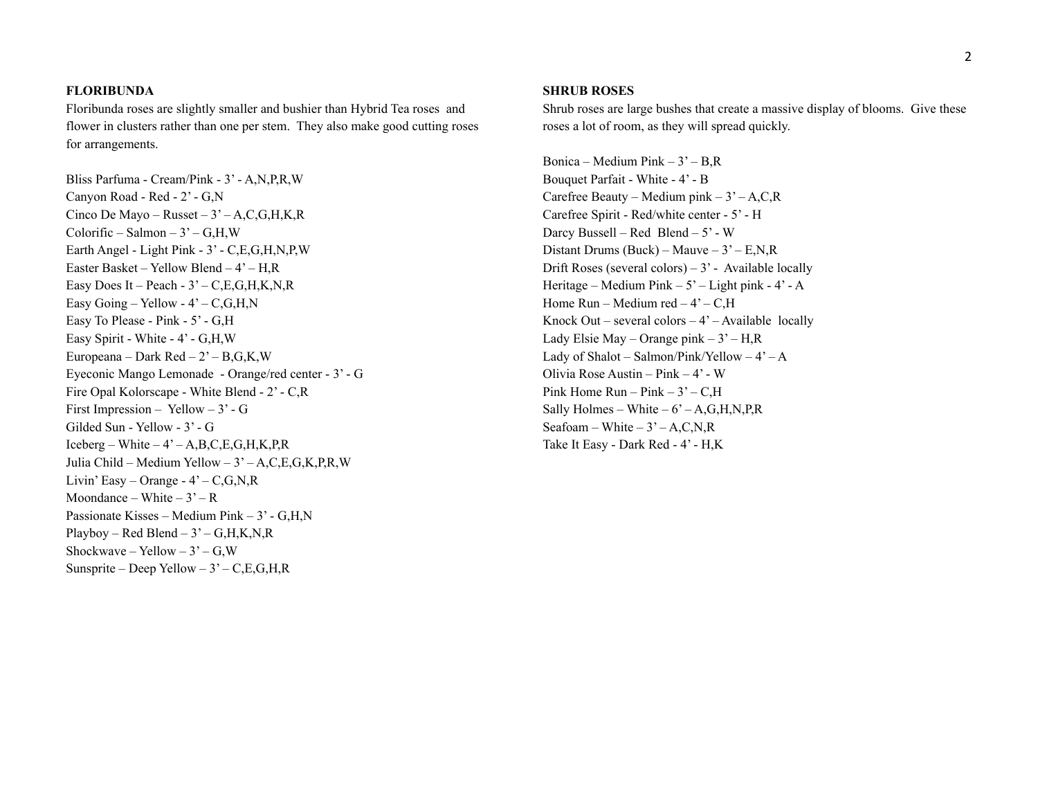## FLORIBUNDA

Floribunda roses are slightly smaller and bushier than Hybrid Tea roses and flower in clusters rather than one per stem. They also make good cutting roses for arrangements.

Bliss Parfuma - Cream/Pink - 3’ - A,N,P,R,W
Canyon Road - Red - 2’ - G,N
Cinco De Mayo – Russet – 3’ – A,C,G,H,K,R
Colorific – Salmon – 3’ – G,H,W
Earth Angel - Light Pink - 3’ - C,E,G,H,N,P,W
Easter Basket – Yellow Blend – 4’ – H,R
Easy Does It – Peach - 3’ – C,E,G,H,K,N,R
Easy Going – Yellow - 4’ – C,G,H,N
Easy To Please - Pink - 5’ - G,H
Easy Spirit - White - 4’ - G,H,W
Europeana – Dark Red – 2’ – B,G,K,W
Eyeconic Mango Lemonade - Orange/red center - 3’ - G
Fire Opal Kolorscape - White Blend - 2’ - C,R
First Impression – Yellow – 3’ - G
Gilded Sun - Yellow - 3’ - G
Iceberg – White – 4’ – A,B,C,E,G,H,K,P,R
Julia Child – Medium Yellow – 3’ – A,C,E,G,K,P,R,W
Livin’ Easy – Orange - 4’ – C,G,N,R
Moondance – White – 3’ – R
Passionate Kisses – Medium Pink – 3’ - G,H,N
Playboy – Red Blend – 3’ – G,H,K,N,R
Shockwave – Yellow – 3’ – G,W
Sunsprite – Deep Yellow – 3’ – C,E,G,H,R

## SHRUB ROSES

Shrub roses are large bushes that create a massive display of blooms. Give these roses a lot of room, as they will spread quickly.

Bonica – Medium Pink – 3’ – B,R
Bouquet Parfait - White - 4’ - B
Carefree Beauty – Medium pink – 3’ – A,C,R
Carefree Spirit - Red/white center - 5’ - H
Darcy Bussell – Red Blend – 5’ - W
Distant Drums (Buck) – Mauve – 3’ – E,N,R
Drift Roses (several colors) – 3’ - Available locally
Heritage – Medium Pink – 5’ – Light pink - 4’ - A
Home Run – Medium red – 4’ – C,H
Knock Out – several colors – 4’ – Available locally
Lady Elsie May – Orange pink – 3’ – H,R
Lady of Shalot – Salmon/Pink/Yellow – 4’ – A
Olivia Rose Austin – Pink – 4’ - W
Pink Home Run – Pink – 3’ – C,H
Sally Holmes – White – 6’ – A,G,H,N,P,R
Seafoam – White – 3’ – A,C,N,R
Take It Easy - Dark Red - 4’ - H,K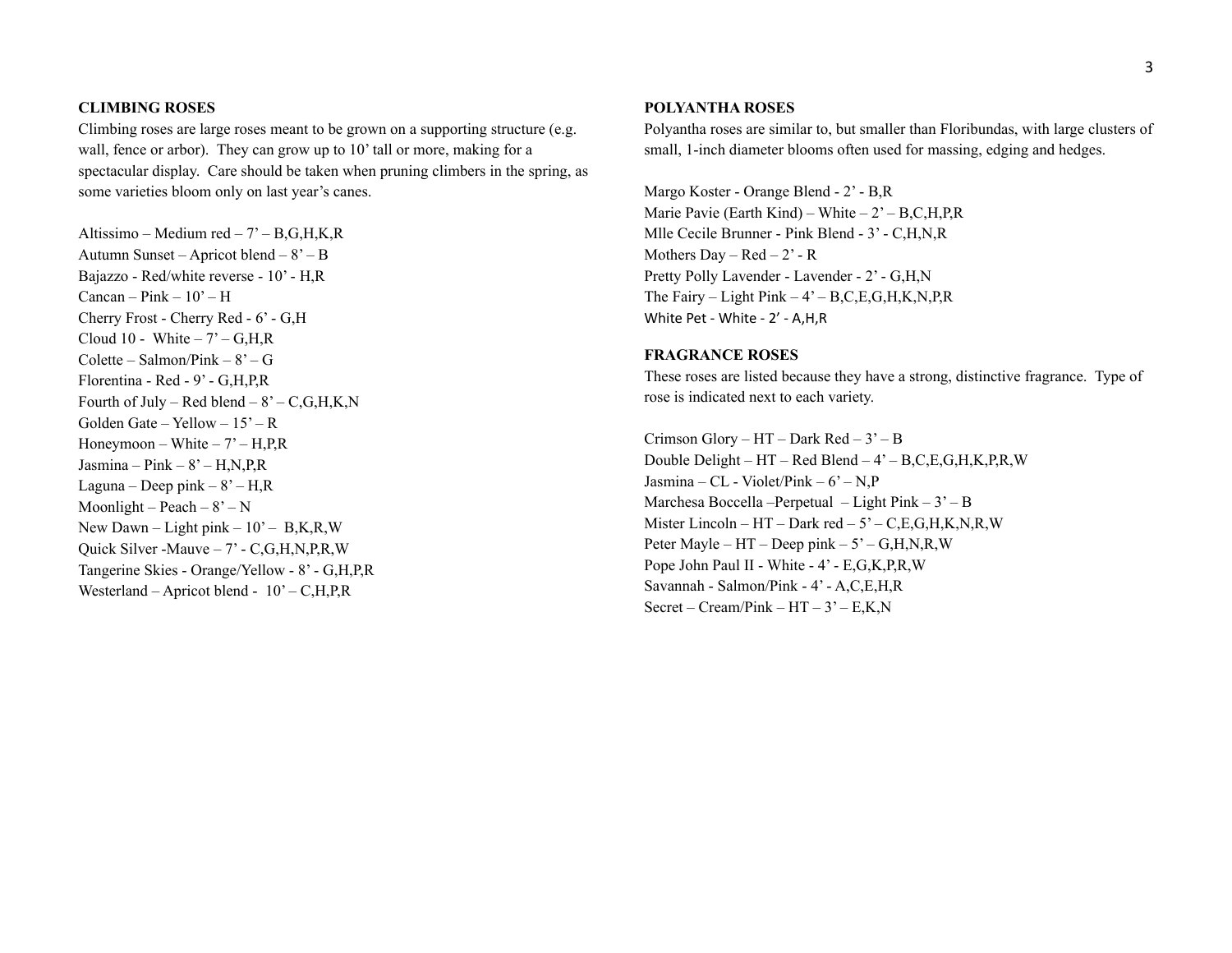**CLIMBING ROSES**

Climbing roses are large roses meant to be grown on a supporting structure (e.g. wall, fence or arbor). They can grow up to 10' tall or more, making for a spectacular display. Care should be taken when pruning climbers in the spring, as some varieties bloom only on last year's canes.

Altissimo – Medium red – 7' – B,G,H,K,R
Autumn Sunset – Apricot blend – 8' – B
Bajazzo - Red/white reverse - 10' - H,R
Cancan – Pink – 10' – H
Cherry Frost - Cherry Red - 6' - G,H
Cloud 10 - White – 7' – G,H,R
Colette – Salmon/Pink – 8' – G
Florentina - Red - 9' - G,H,P,R
Fourth of July – Red blend – 8' – C,G,H,K,N
Golden Gate – Yellow – 15' – R
Honeymoon – White – 7' – H,P,R
Jasmina – Pink – 8' – H,N,P,R
Laguna – Deep pink – 8' – H,R
Moonlight – Peach – 8' – N
New Dawn – Light pink – 10' – B,K,R,W
Quick Silver -Mauve – 7' - C,G,H,N,P,R,W
Tangerine Skies - Orange/Yellow - 8' - G,H,P,R
Westerland – Apricot blend - 10' – C,H,P,R

**POLYANTHA ROSES**

Polyantha roses are similar to, but smaller than Floribundas, with large clusters of small, 1-inch diameter blooms often used for massing, edging and hedges.

Margo Koster - Orange Blend - 2' - B,R
Marie Pavie (Earth Kind) – White – 2' – B,C,H,P,R
Mlle Cecile Brunner - Pink Blend - 3' - C,H,N,R
Mothers Day – Red – 2' - R
Pretty Polly Lavender - Lavender - 2' - G,H,N
The Fairy – Light Pink – 4' – B,C,E,G,H,K,N,P,R
White Pet - White - 2' - A,H,R

**FRAGRANCE ROSES**

These roses are listed because they have a strong, distinctive fragrance. Type of rose is indicated next to each variety.

Crimson Glory – HT – Dark Red – 3' – B
Double Delight – HT – Red Blend – 4' – B,C,E,G,H,K,P,R,W
Jasmina – CL - Violet/Pink – 6' – N,P
Marchesa Boccella –Perpetual – Light Pink – 3' – B
Mister Lincoln – HT – Dark red – 5' – C,E,G,H,K,N,R,W
Peter Mayle – HT – Deep pink – 5' – G,H,N,R,W
Pope John Paul II - White - 4' - E,G,K,P,R,W
Savannah - Salmon/Pink - 4' - A,C,E,H,R
Secret – Cream/Pink – HT – 3' – E,K,N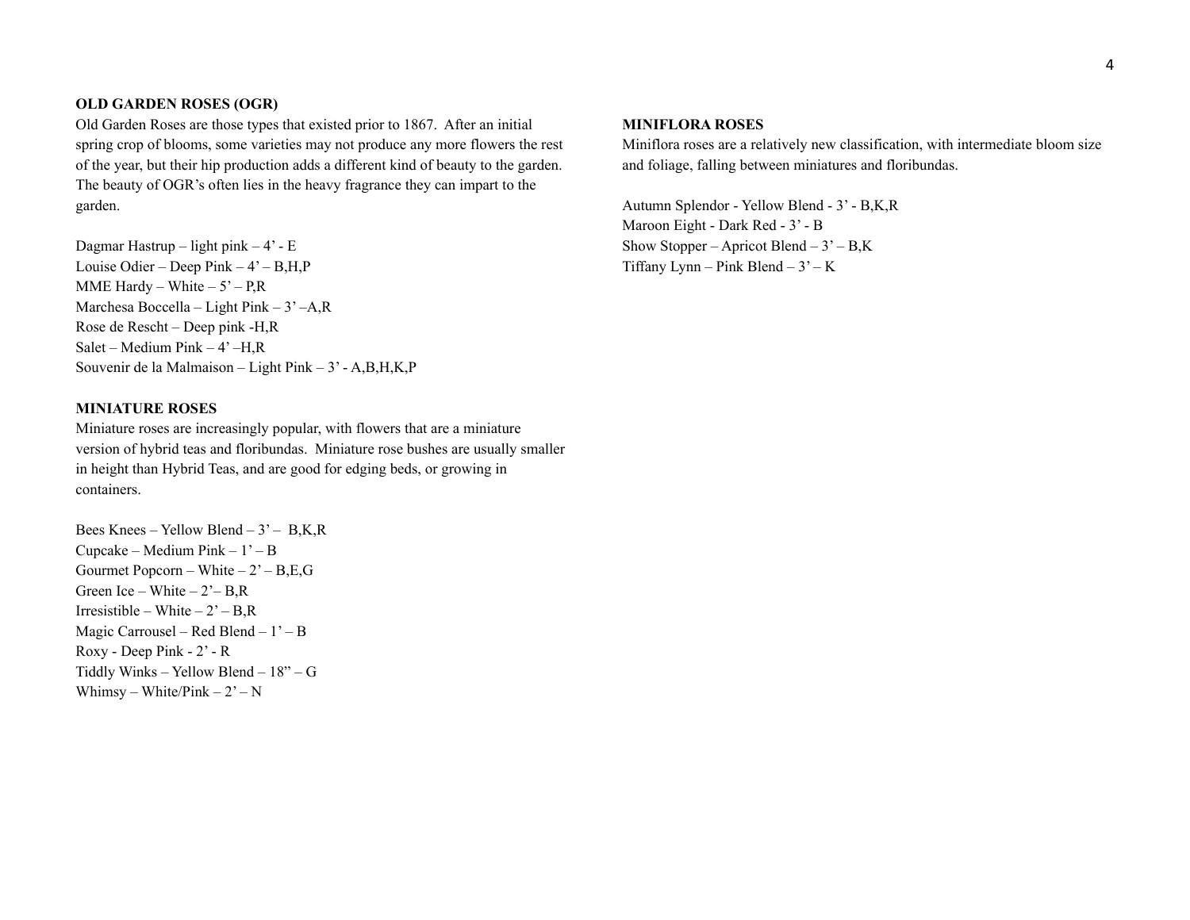## OLD GARDEN ROSES (OGR)

Old Garden Roses are those types that existed prior to 1867. After an initial spring crop of blooms, some varieties may not produce any more flowers the rest of the year, but their hip production adds a different kind of beauty to the garden. The beauty of OGR's often lies in the heavy fragrance they can impart to the garden.

Dagmar Hastrup – light pink – 4' - E
Louise Odier – Deep Pink – 4' – B,H,P
MME Hardy – White – 5' – P,R
Marchesa Boccella – Light Pink – 3' –A,R
Rose de Rescht – Deep pink -H,R
Salet – Medium Pink – 4' –H,R
Souvenir de la Malmaison – Light Pink – 3' - A,B,H,K,P

## MINIATURE ROSES

Miniature roses are increasingly popular, with flowers that are a miniature version of hybrid teas and floribundas. Miniature rose bushes are usually smaller in height than Hybrid Teas, and are good for edging beds, or growing in containers.

Bees Knees – Yellow Blend – 3' – B,K,R
Cupcake – Medium Pink – 1' – B
Gourmet Popcorn – White – 2' – B,E,G
Green Ice – White – 2'– B,R
Irresistible – White – 2' – B,R
Magic Carrousel – Red Blend – 1' – B
Roxy - Deep Pink - 2' - R
Tiddly Winks – Yellow Blend – 18" – G
Whimsy – White/Pink – 2' – N

## MINIFLORA ROSES

Miniflora roses are a relatively new classification, with intermediate bloom size and foliage, falling between miniatures and floribundas.

Autumn Splendor - Yellow Blend - 3' - B,K,R
Maroon Eight - Dark Red - 3' - B
Show Stopper – Apricot Blend – 3' – B,K
Tiffany Lynn – Pink Blend – 3' – K